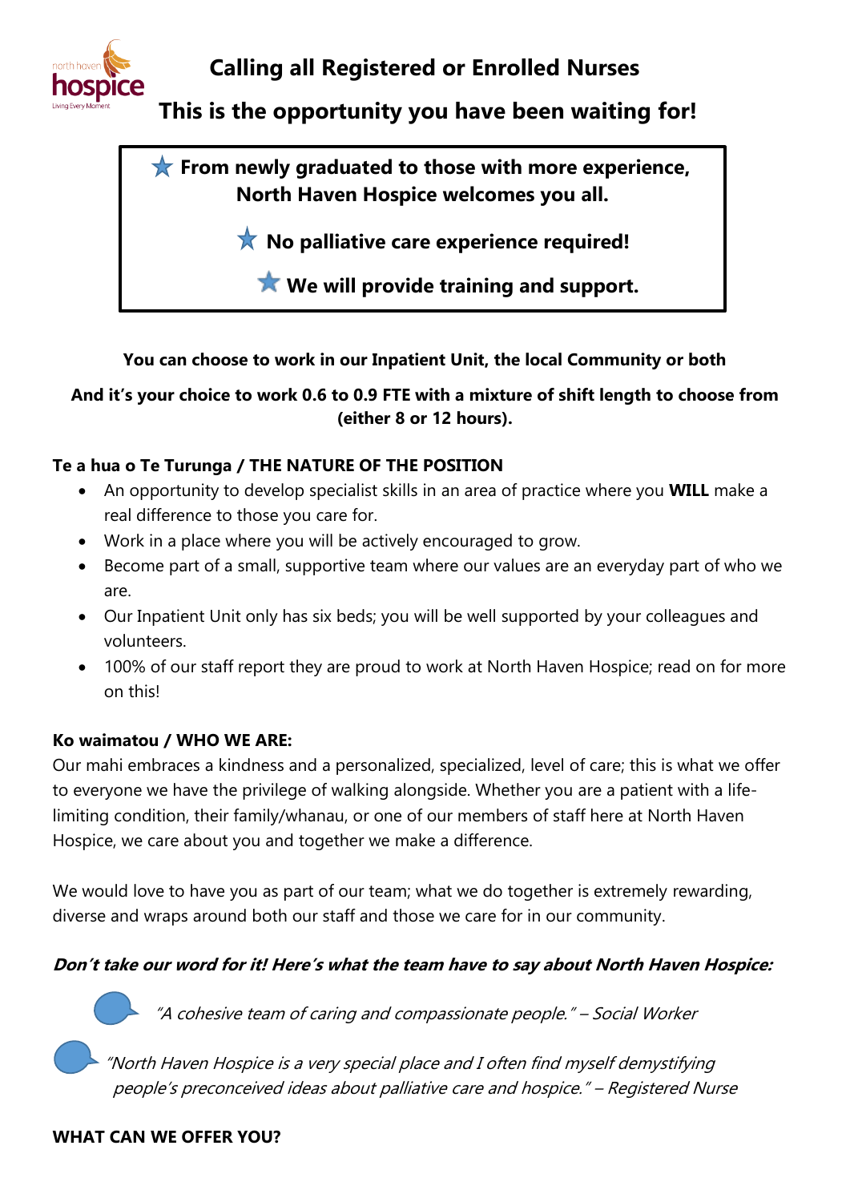# Calling all Registered or Enrolled Nurses

## This is the opportunity you have been waiting for!

> ★ **From newly graduated to those with more experience, North Haven Hospice welcomes you all.**
>
> ★ **No palliative care experience required!**
>
> ★ **We will provide training and support.**

**You can choose to work in our Inpatient Unit, the local Community or both**

**And it's your choice to work 0.6 to 0.9 FTE with a mixture of shift length to choose from (either 8 or 12 hours).**

### Te a hua o Te Turunga / THE NATURE OF THE POSITION

- An opportunity to develop specialist skills in an area of practice where you **WILL** make a real difference to those you care for.
- Work in a place where you will be actively encouraged to grow.
- Become part of a small, supportive team where our values are an everyday part of who we are.
- Our Inpatient Unit only has six beds; you will be well supported by your colleagues and volunteers.
- 100% of our staff report they are proud to work at North Haven Hospice; read on for more on this!

### Ko waimatou / WHO WE ARE:

Our mahi embraces a kindness and a personalized, specialized, level of care; this is what we offer to everyone we have the privilege of walking alongside. Whether you are a patient with a life-limiting condition, their family/whanau, or one of our members of staff here at North Haven Hospice, we care about you and together we make a difference.

We would love to have you as part of our team; what we do together is extremely rewarding, diverse and wraps around both our staff and those we care for in our community.

***Don't take our word for it! Here's what the team have to say about North Haven Hospice:***

*"A cohesive team of caring and compassionate people." – Social Worker*

*"North Haven Hospice is a very special place and I often find myself demystifying people's preconceived ideas about palliative care and hospice." – Registered Nurse*

### WHAT CAN WE OFFER YOU?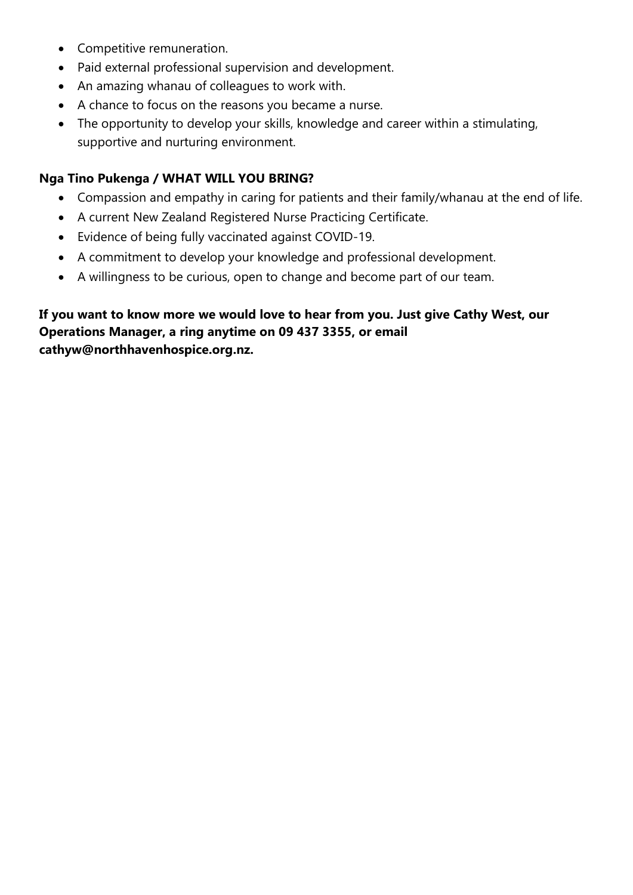- Competitive remuneration.
- Paid external professional supervision and development.
- An amazing whanau of colleagues to work with.
- A chance to focus on the reasons you became a nurse.
- The opportunity to develop your skills, knowledge and career within a stimulating, supportive and nurturing environment.

**Nga Tino Pukenga / WHAT WILL YOU BRING?**

- Compassion and empathy in caring for patients and their family/whanau at the end of life.
- A current New Zealand Registered Nurse Practicing Certificate.
- Evidence of being fully vaccinated against COVID-19.
- A commitment to develop your knowledge and professional development.
- A willingness to be curious, open to change and become part of our team.

**If you want to know more we would love to hear from you. Just give Cathy West, our Operations Manager, a ring anytime on 09 437 3355, or email cathyw@northhavenhospice.org.nz.**